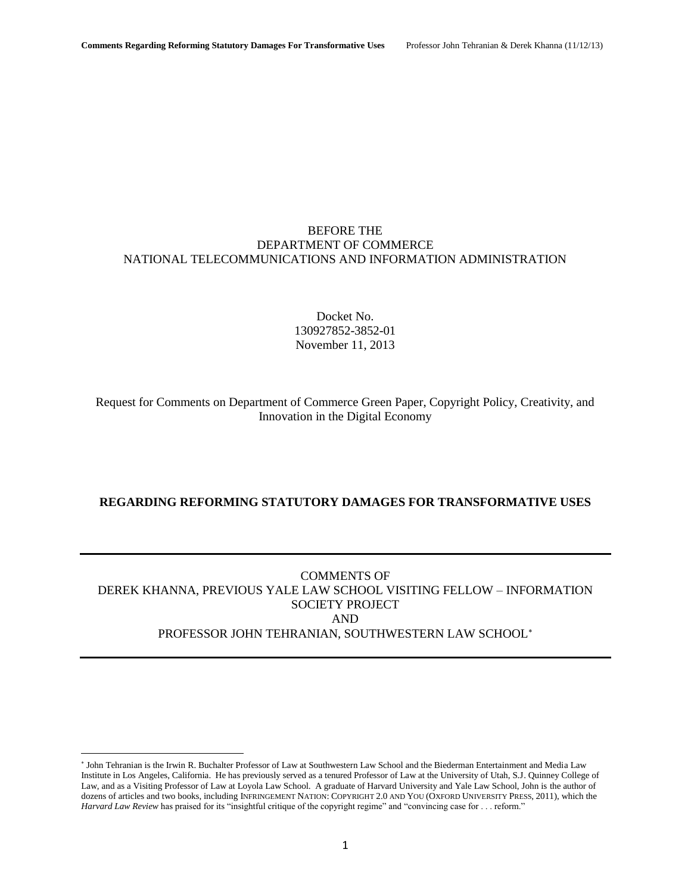BEFORE THE
DEPARTMENT OF COMMERCE
NATIONAL TELECOMMUNICATIONS AND INFORMATION ADMINISTRATION

Docket No.
130927852-3852-01
November 11, 2013

Request for Comments on Department of Commerce Green Paper, Copyright Policy, Creativity, and Innovation in the Digital Economy

**REGARDING REFORMING STATUTORY DAMAGES FOR TRANSFORMATIVE USES**

---

COMMENTS OF
DEREK KHANNA, PREVIOUS YALE LAW SCHOOL VISITING FELLOW – INFORMATION SOCIETY PROJECT
AND
PROFESSOR JOHN TEHRANIAN, SOUTHWESTERN LAW SCHOOL*

---

* John Tehranian is the Irwin R. Buchalter Professor of Law at Southwestern Law School and the Biederman Entertainment and Media Law Institute in Los Angeles, California. He has previously served as a tenured Professor of Law at the University of Utah, S.J. Quinney College of Law, and as a Visiting Professor of Law at Loyola Law School. A graduate of Harvard University and Yale Law School, John is the author of dozens of articles and two books, including INFRINGEMENT NATION: COPYRIGHT 2.0 AND YOU (OXFORD UNIVERSITY PRESS, 2011), which the *Harvard Law Review* has praised for its "insightful critique of the copyright regime" and "convincing case for . . . reform."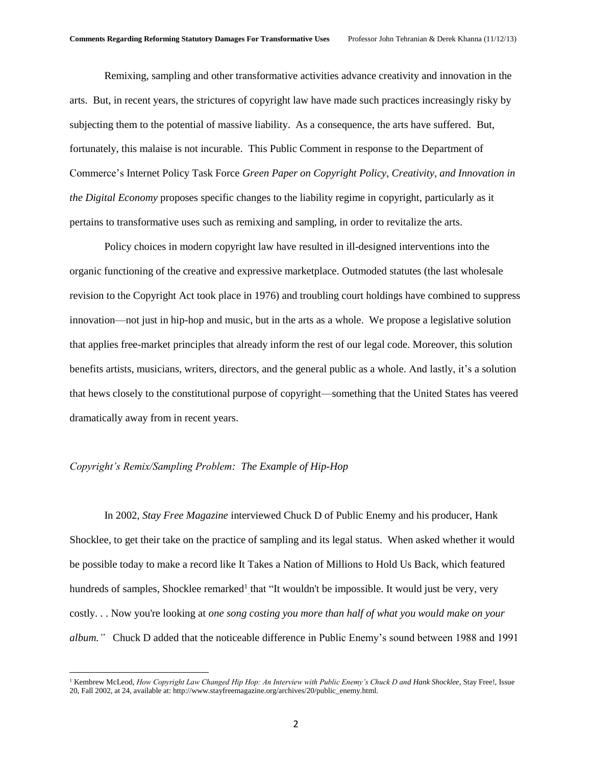Remixing, sampling and other transformative activities advance creativity and innovation in the arts. But, in recent years, the strictures of copyright law have made such practices increasingly risky by subjecting them to the potential of massive liability. As a consequence, the arts have suffered. But, fortunately, this malaise is not incurable. This Public Comment in response to the Department of Commerce's Internet Policy Task Force *Green Paper on Copyright Policy, Creativity, and Innovation in the Digital Economy* proposes specific changes to the liability regime in copyright, particularly as it pertains to transformative uses such as remixing and sampling, in order to revitalize the arts.

Policy choices in modern copyright law have resulted in ill-designed interventions into the organic functioning of the creative and expressive marketplace. Outmoded statutes (the last wholesale revision to the Copyright Act took place in 1976) and troubling court holdings have combined to suppress innovation—not just in hip-hop and music, but in the arts as a whole. We propose a legislative solution that applies free-market principles that already inform the rest of our legal code. Moreover, this solution benefits artists, musicians, writers, directors, and the general public as a whole. And lastly, it's a solution that hews closely to the constitutional purpose of copyright—something that the United States has veered dramatically away from in recent years.

*Copyright's Remix/Sampling Problem: The Example of Hip-Hop*

In 2002, *Stay Free Magazine* interviewed Chuck D of Public Enemy and his producer, Hank Shocklee, to get their take on the practice of sampling and its legal status. When asked whether it would be possible today to make a record like It Takes a Nation of Millions to Hold Us Back, which featured hundreds of samples, Shocklee remarked[1] that "It wouldn't be impossible. It would just be very, very costly. . . Now you're looking at *one song costing you more than half of what you would make on your album."* Chuck D added that the noticeable difference in Public Enemy's sound between 1988 and 1991

[1] Kembrew McLeod, *How Copyright Law Changed Hip Hop: An Interview with Public Enemy's Chuck D and Hank Shocklee*, Stay Free!, Issue 20, Fall 2002, at 24, available at: http://www.stayfreemagazine.org/archives/20/public_enemy.html.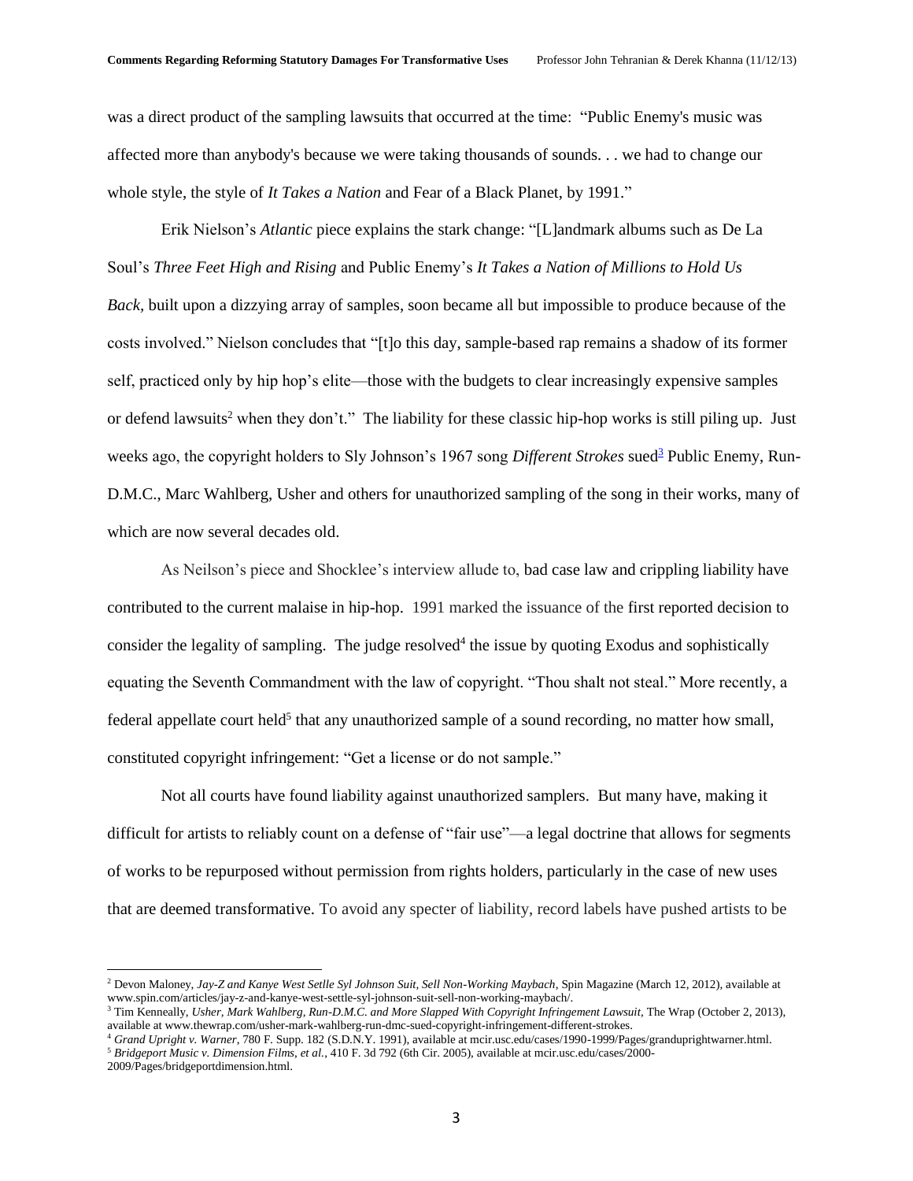was a direct product of the sampling lawsuits that occurred at the time: "Public Enemy's music was affected more than anybody's because we were taking thousands of sounds. . . we had to change our whole style, the style of *It Takes a Nation* and Fear of a Black Planet, by 1991."

Erik Nielson's *Atlantic* piece explains the stark change: "[L]andmark albums such as De La Soul's *Three Feet High and Rising* and Public Enemy's *It Takes a Nation of Millions to Hold Us Back*, built upon a dizzying array of samples, soon became all but impossible to produce because of the costs involved." Nielson concludes that "[t]o this day, sample-based rap remains a shadow of its former self, practiced only by hip hop's elite—those with the budgets to clear increasingly expensive samples or defend lawsuits[2] when they don't." The liability for these classic hip-hop works is still piling up. Just weeks ago, the copyright holders to Sly Johnson's 1967 song *Different Strokes* sued[3] Public Enemy, Run-D.M.C., Marc Wahlberg, Usher and others for unauthorized sampling of the song in their works, many of which are now several decades old.

As Neilson's piece and Shocklee's interview allude to, bad case law and crippling liability have contributed to the current malaise in hip-hop. 1991 marked the issuance of the first reported decision to consider the legality of sampling. The judge resolved[4] the issue by quoting Exodus and sophistically equating the Seventh Commandment with the law of copyright. "Thou shalt not steal." More recently, a federal appellate court held[5] that any unauthorized sample of a sound recording, no matter how small, constituted copyright infringement: "Get a license or do not sample."

Not all courts have found liability against unauthorized samplers. But many have, making it difficult for artists to reliably count on a defense of "fair use"—a legal doctrine that allows for segments of works to be repurposed without permission from rights holders, particularly in the case of new uses that are deemed transformative. To avoid any specter of liability, record labels have pushed artists to be

---

[2] Devon Maloney, *Jay-Z and Kanye West Setlle Syl Johnson Suit, Sell Non-Working Maybach*, Spin Magazine (March 12, 2012), available at www.spin.com/articles/jay-z-and-kanye-west-settle-syl-johnson-suit-sell-non-working-maybach/.

[3] Tim Kenneally, *Usher, Mark Wahlberg, Run-D.M.C. and More Slapped With Copyright Infringement Lawsuit*, The Wrap (October 2, 2013), available at www.thewrap.com/usher-mark-wahlberg-run-dmc-sued-copyright-infringement-different-strokes.

[4] *Grand Upright v. Warner*, 780 F. Supp. 182 (S.D.N.Y. 1991), available at mcir.usc.edu/cases/1990-1999/Pages/granduprightwarner.html.

[5] *Bridgeport Music v. Dimension Films, et al.*, 410 F. 3d 792 (6th Cir. 2005), available at mcir.usc.edu/cases/2000-2009/Pages/bridgeportdimension.html.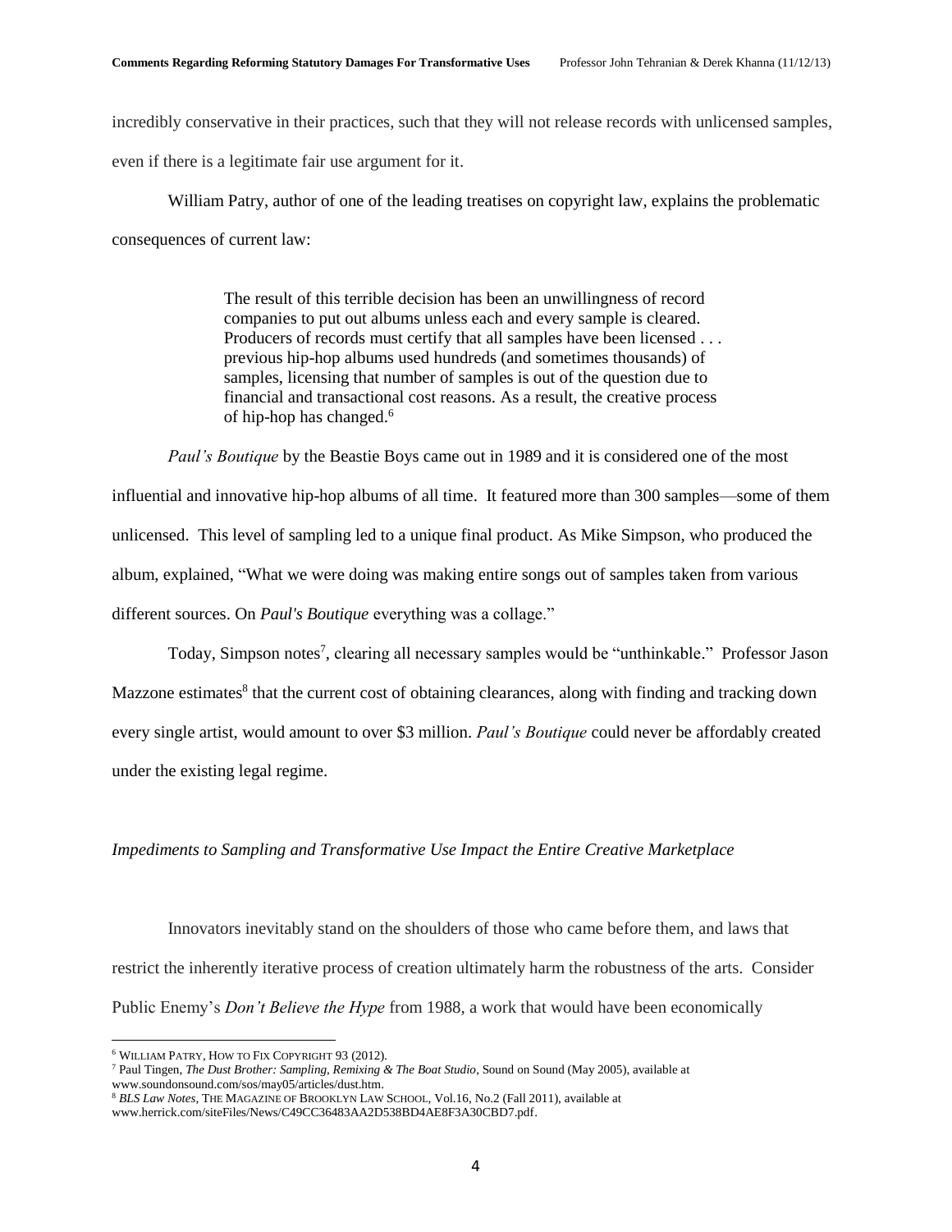incredibly conservative in their practices, such that they will not release records with unlicensed samples, even if there is a legitimate fair use argument for it.

William Patry, author of one of the leading treatises on copyright law, explains the problematic consequences of current law:

> The result of this terrible decision has been an unwillingness of record companies to put out albums unless each and every sample is cleared. Producers of records must certify that all samples have been licensed . . . previous hip-hop albums used hundreds (and sometimes thousands) of samples, licensing that number of samples is out of the question due to financial and transactional cost reasons. As a result, the creative process of hip-hop has changed.[6]

*Paul's Boutique* by the Beastie Boys came out in 1989 and it is considered one of the most influential and innovative hip-hop albums of all time. It featured more than 300 samples—some of them unlicensed. This level of sampling led to a unique final product. As Mike Simpson, who produced the album, explained, "What we were doing was making entire songs out of samples taken from various different sources. On *Paul's Boutique* everything was a collage."

Today, Simpson notes[7], clearing all necessary samples would be "unthinkable." Professor Jason Mazzone estimates[8] that the current cost of obtaining clearances, along with finding and tracking down every single artist, would amount to over $3 million. *Paul's Boutique* could never be affordably created under the existing legal regime.

*Impediments to Sampling and Transformative Use Impact the Entire Creative Marketplace*

Innovators inevitably stand on the shoulders of those who came before them, and laws that restrict the inherently iterative process of creation ultimately harm the robustness of the arts. Consider Public Enemy's *Don't Believe the Hype* from 1988, a work that would have been economically

---

[6] WILLIAM PATRY, HOW TO FIX COPYRIGHT 93 (2012).

[7] Paul Tingen, *The Dust Brother: Sampling, Remixing & The Boat Studio*, Sound on Sound (May 2005), available at www.soundonsound.com/sos/may05/articles/dust.htm.

[8] *BLS Law Notes*, THE MAGAZINE OF BROOKLYN LAW SCHOOL, Vol.16, No.2 (Fall 2011), available at www.herrick.com/siteFiles/News/C49CC36483AA2D538BD4AE8F3A30CBD7.pdf.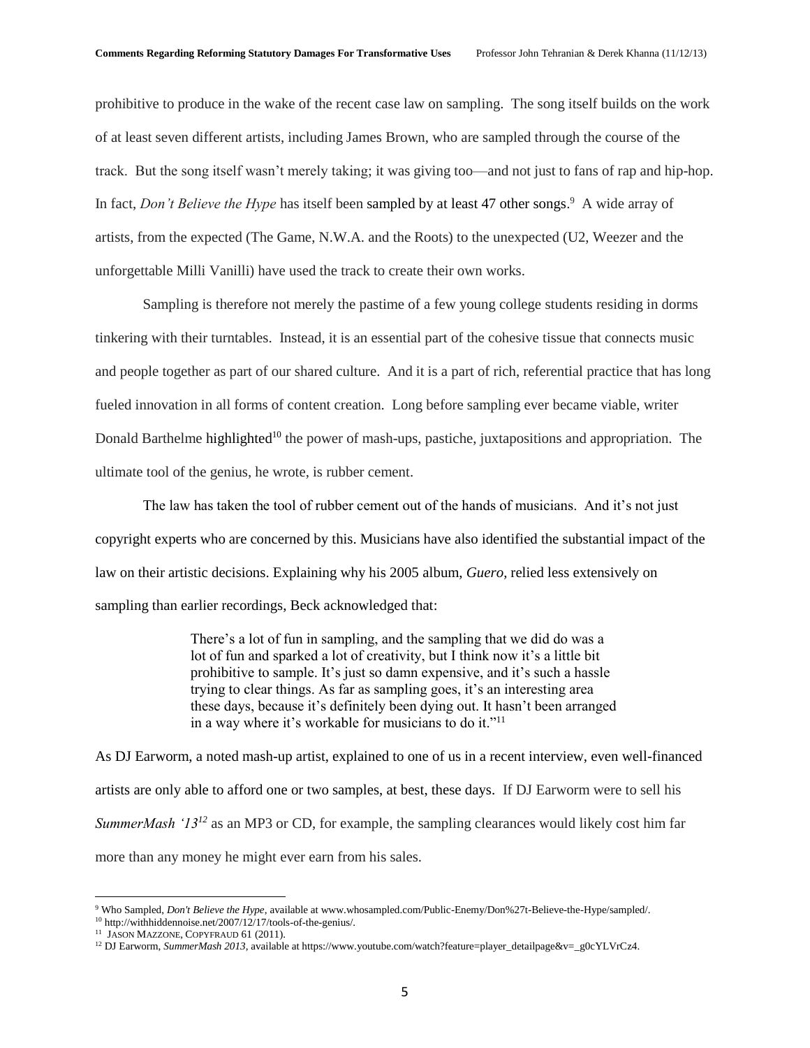prohibitive to produce in the wake of the recent case law on sampling. The song itself builds on the work of at least seven different artists, including James Brown, who are sampled through the course of the track. But the song itself wasn't merely taking; it was giving too—and not just to fans of rap and hip-hop. In fact, *Don't Believe the Hype* has itself been sampled by at least 47 other songs.[9] A wide array of artists, from the expected (The Game, N.W.A. and the Roots) to the unexpected (U2, Weezer and the unforgettable Milli Vanilli) have used the track to create their own works.

Sampling is therefore not merely the pastime of a few young college students residing in dorms tinkering with their turntables. Instead, it is an essential part of the cohesive tissue that connects music and people together as part of our shared culture. And it is a part of rich, referential practice that has long fueled innovation in all forms of content creation. Long before sampling ever became viable, writer Donald Barthelme highlighted[10] the power of mash-ups, pastiche, juxtapositions and appropriation. The ultimate tool of the genius, he wrote, is rubber cement.

The law has taken the tool of rubber cement out of the hands of musicians. And it's not just copyright experts who are concerned by this. Musicians have also identified the substantial impact of the law on their artistic decisions. Explaining why his 2005 album, *Guero,* relied less extensively on sampling than earlier recordings, Beck acknowledged that:

> There's a lot of fun in sampling, and the sampling that we did do was a lot of fun and sparked a lot of creativity, but I think now it's a little bit prohibitive to sample. It's just so damn expensive, and it's such a hassle trying to clear things. As far as sampling goes, it's an interesting area these days, because it's definitely been dying out. It hasn't been arranged in a way where it's workable for musicians to do it."[11]

As DJ Earworm, a noted mash-up artist, explained to one of us in a recent interview, even well-financed artists are only able to afford one or two samples, at best, these days. If DJ Earworm were to sell his *SummerMash '13*[12] as an MP3 or CD, for example, the sampling clearances would likely cost him far more than any money he might ever earn from his sales.

[9] Who Sampled, *Don't Believe the Hype*, available at www.whosampled.com/Public-Enemy/Don%27t-Believe-the-Hype/sampled/.

[10] http://withhiddennoise.net/2007/12/17/tools-of-the-genius/.

[11] JASON MAZZONE, COPYFRAUD 61 (2011).

[12] DJ Earworm, *SummerMash 2013*, available at https://www.youtube.com/watch?feature=player_detailpage&v=_g0cYLVrCz4.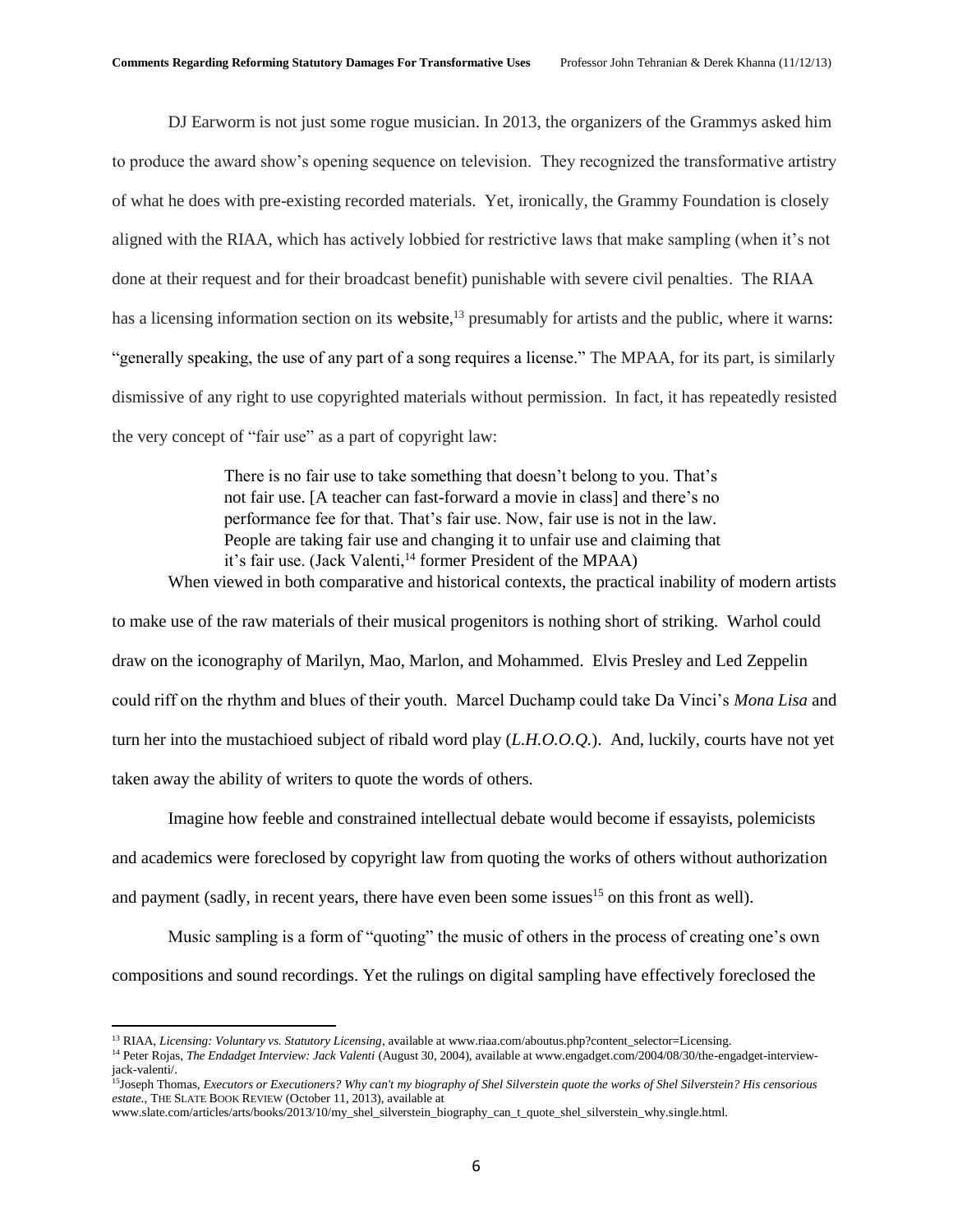DJ Earworm is not just some rogue musician. In 2013, the organizers of the Grammys asked him to produce the award show's opening sequence on television. They recognized the transformative artistry of what he does with pre-existing recorded materials. Yet, ironically, the Grammy Foundation is closely aligned with the RIAA, which has actively lobbied for restrictive laws that make sampling (when it's not done at their request and for their broadcast benefit) punishable with severe civil penalties. The RIAA has a licensing information section on its website,[13] presumably for artists and the public, where it warns: "generally speaking, the use of any part of a song requires a license." The MPAA, for its part, is similarly dismissive of any right to use copyrighted materials without permission. In fact, it has repeatedly resisted the very concept of "fair use" as a part of copyright law:

> There is no fair use to take something that doesn't belong to you. That's not fair use. [A teacher can fast-forward a movie in class] and there's no performance fee for that. That's fair use. Now, fair use is not in the law. People are taking fair use and changing it to unfair use and claiming that it's fair use. (Jack Valenti,[14] former President of the MPAA)

When viewed in both comparative and historical contexts, the practical inability of modern artists to make use of the raw materials of their musical progenitors is nothing short of striking. Warhol could draw on the iconography of Marilyn, Mao, Marlon, and Mohammed. Elvis Presley and Led Zeppelin could riff on the rhythm and blues of their youth. Marcel Duchamp could take Da Vinci's *Mona Lisa* and turn her into the mustachioed subject of ribald word play (*L.H.O.O.Q.*). And, luckily, courts have not yet taken away the ability of writers to quote the words of others.

Imagine how feeble and constrained intellectual debate would become if essayists, polemicists and academics were foreclosed by copyright law from quoting the works of others without authorization and payment (sadly, in recent years, there have even been some issues[15] on this front as well).

Music sampling is a form of "quoting" the music of others in the process of creating one's own compositions and sound recordings. Yet the rulings on digital sampling have effectively foreclosed the

---

[13] RIAA, *Licensing: Voluntary vs. Statutory Licensing*, available at www.riaa.com/aboutus.php?content_selector=Licensing.

[14] Peter Rojas, *The Endadget Interview: Jack Valenti* (August 30, 2004), available at www.engadget.com/2004/08/30/the-engadget-interview-jack-valenti/.

[15] Joseph Thomas, *Executors or Executioners? Why can't my biography of Shel Silverstein quote the works of Shel Silverstein? His censorious estate.*, THE SLATE BOOK REVIEW (October 11, 2013), available at www.slate.com/articles/arts/books/2013/10/my_shel_silverstein_biography_can_t_quote_shel_silverstein_why.single.html.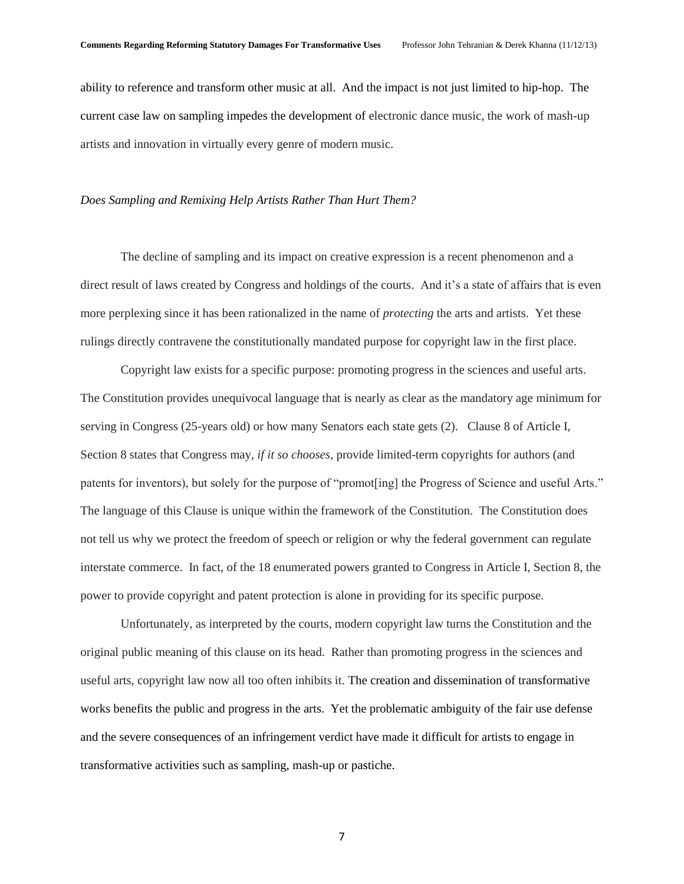ability to reference and transform other music at all. And the impact is not just limited to hip-hop. The current case law on sampling impedes the development of electronic dance music, the work of mash-up artists and innovation in virtually every genre of modern music.

*Does Sampling and Remixing Help Artists Rather Than Hurt Them?*

The decline of sampling and its impact on creative expression is a recent phenomenon and a direct result of laws created by Congress and holdings of the courts. And it's a state of affairs that is even more perplexing since it has been rationalized in the name of *protecting* the arts and artists. Yet these rulings directly contravene the constitutionally mandated purpose for copyright law in the first place.

Copyright law exists for a specific purpose: promoting progress in the sciences and useful arts. The Constitution provides unequivocal language that is nearly as clear as the mandatory age minimum for serving in Congress (25-years old) or how many Senators each state gets (2). Clause 8 of Article I, Section 8 states that Congress may, *if it so chooses*, provide limited-term copyrights for authors (and patents for inventors), but solely for the purpose of "promot[ing] the Progress of Science and useful Arts." The language of this Clause is unique within the framework of the Constitution. The Constitution does not tell us why we protect the freedom of speech or religion or why the federal government can regulate interstate commerce. In fact, of the 18 enumerated powers granted to Congress in Article I, Section 8, the power to provide copyright and patent protection is alone in providing for its specific purpose.

Unfortunately, as interpreted by the courts, modern copyright law turns the Constitution and the original public meaning of this clause on its head. Rather than promoting progress in the sciences and useful arts, copyright law now all too often inhibits it. The creation and dissemination of transformative works benefits the public and progress in the arts. Yet the problematic ambiguity of the fair use defense and the severe consequences of an infringement verdict have made it difficult for artists to engage in transformative activities such as sampling, mash-up or pastiche.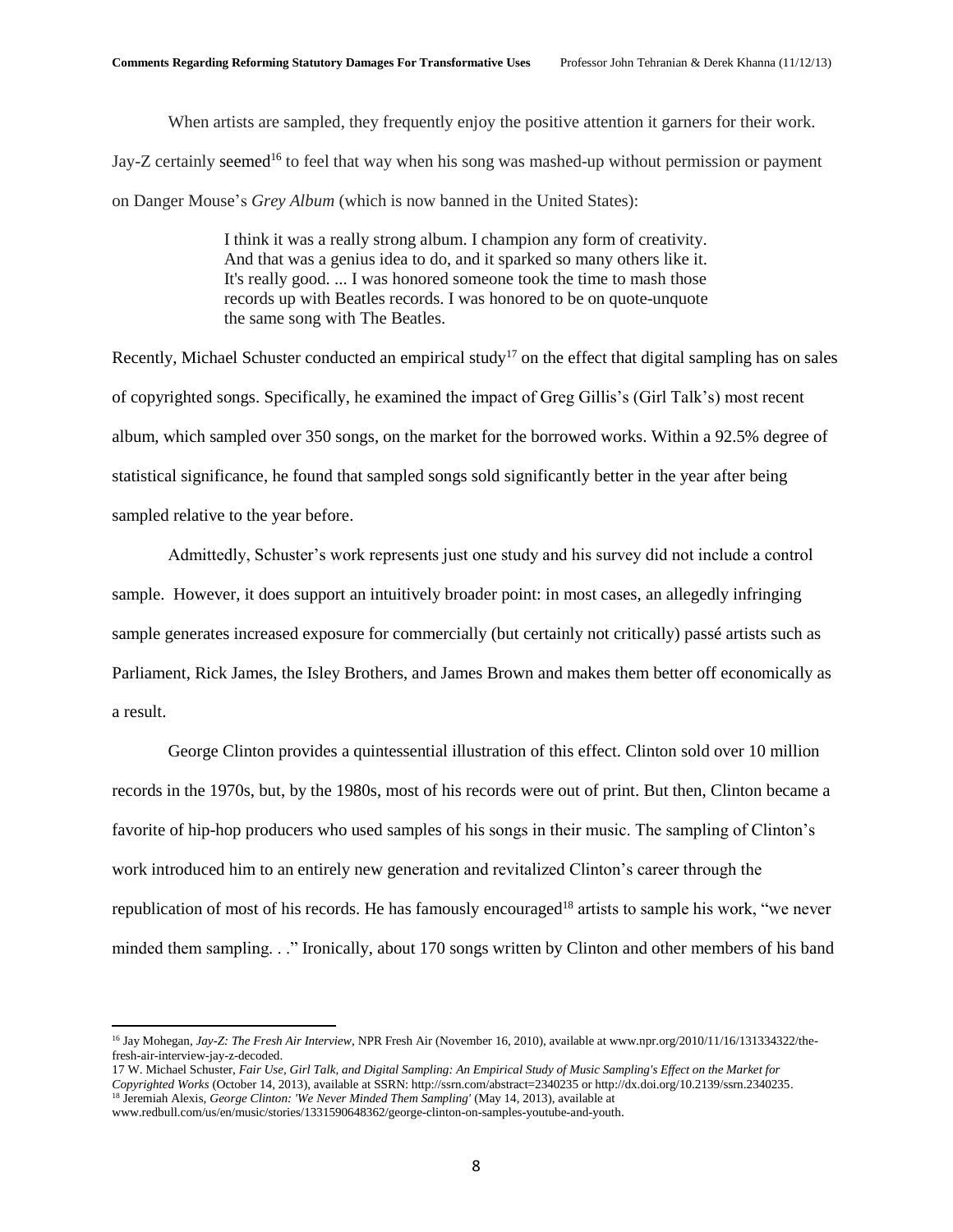When artists are sampled, they frequently enjoy the positive attention it garners for their work. Jay-Z certainly seemed[16] to feel that way when his song was mashed-up without permission or payment on Danger Mouse's *Grey Album* (which is now banned in the United States):

> I think it was a really strong album. I champion any form of creativity. And that was a genius idea to do, and it sparked so many others like it. It's really good. ... I was honored someone took the time to mash those records up with Beatles records. I was honored to be on quote-unquote the same song with The Beatles.

Recently, Michael Schuster conducted an empirical study[17] on the effect that digital sampling has on sales of copyrighted songs. Specifically, he examined the impact of Greg Gillis's (Girl Talk's) most recent album, which sampled over 350 songs, on the market for the borrowed works. Within a 92.5% degree of statistical significance, he found that sampled songs sold significantly better in the year after being sampled relative to the year before.

Admittedly, Schuster's work represents just one study and his survey did not include a control sample. However, it does support an intuitively broader point: in most cases, an allegedly infringing sample generates increased exposure for commercially (but certainly not critically) passé artists such as Parliament, Rick James, the Isley Brothers, and James Brown and makes them better off economically as a result.

George Clinton provides a quintessential illustration of this effect. Clinton sold over 10 million records in the 1970s, but, by the 1980s, most of his records were out of print. But then, Clinton became a favorite of hip-hop producers who used samples of his songs in their music. The sampling of Clinton's work introduced him to an entirely new generation and revitalized Clinton's career through the republication of most of his records. He has famously encouraged[18] artists to sample his work, "we never minded them sampling. . ." Ironically, about 170 songs written by Clinton and other members of his band

---

[16] Jay Mohegan, *Jay-Z: The Fresh Air Interview*, NPR Fresh Air (November 16, 2010), available at www.npr.org/2010/11/16/131334322/the-fresh-air-interview-jay-z-decoded.

[17] W. Michael Schuster, *Fair Use, Girl Talk, and Digital Sampling: An Empirical Study of Music Sampling's Effect on the Market for Copyrighted Works* (October 14, 2013), available at SSRN: http://ssrn.com/abstract=2340235 or http://dx.doi.org/10.2139/ssrn.2340235.

[18] Jeremiah Alexis, *George Clinton: 'We Never Minded Them Sampling'* (May 14, 2013), available at www.redbull.com/us/en/music/stories/1331590648362/george-clinton-on-samples-youtube-and-youth.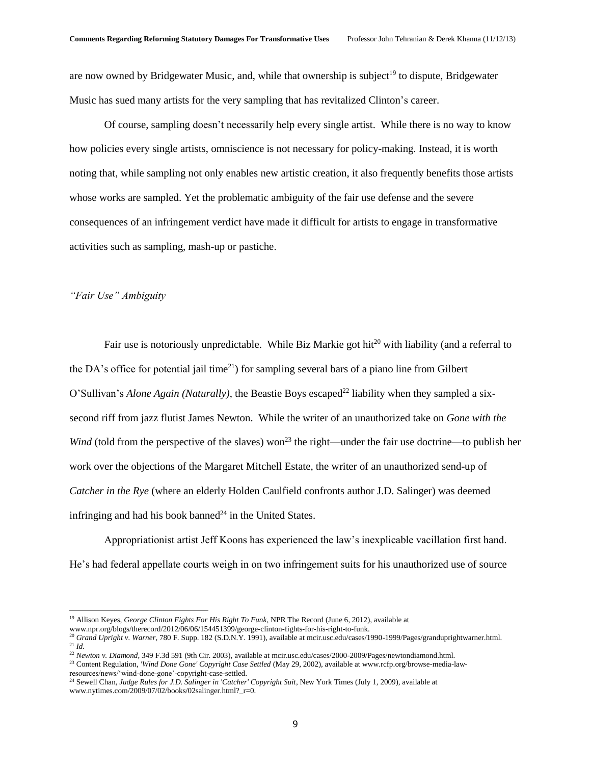are now owned by Bridgewater Music, and, while that ownership is subject[19] to dispute, Bridgewater Music has sued many artists for the very sampling that has revitalized Clinton's career.

Of course, sampling doesn't necessarily help every single artist. While there is no way to know how policies every single artists, omniscience is not necessary for policy-making. Instead, it is worth noting that, while sampling not only enables new artistic creation, it also frequently benefits those artists whose works are sampled. Yet the problematic ambiguity of the fair use defense and the severe consequences of an infringement verdict have made it difficult for artists to engage in transformative activities such as sampling, mash-up or pastiche.

*"Fair Use" Ambiguity*

Fair use is notoriously unpredictable. While Biz Markie got hit[20] with liability (and a referral to the DA's office for potential jail time[21]) for sampling several bars of a piano line from Gilbert O'Sullivan's *Alone Again (Naturally)*, the Beastie Boys escaped[22] liability when they sampled a six-second riff from jazz flutist James Newton. While the writer of an unauthorized take on *Gone with the Wind* (told from the perspective of the slaves) won[23] the right—under the fair use doctrine—to publish her work over the objections of the Margaret Mitchell Estate, the writer of an unauthorized send-up of *Catcher in the Rye* (where an elderly Holden Caulfield confronts author J.D. Salinger) was deemed infringing and had his book banned[24] in the United States.

Appropriationist artist Jeff Koons has experienced the law's inexplicable vacillation first hand. He's had federal appellate courts weigh in on two infringement suits for his unauthorized use of source

---

[19] Allison Keyes, *George Clinton Fights For His Right To Funk*, NPR The Record (June 6, 2012), available at www.npr.org/blogs/therecord/2012/06/06/154451399/george-clinton-fights-for-his-right-to-funk.

[20] *Grand Upright v. Warner*, 780 F. Supp. 182 (S.D.N.Y. 1991), available at mcir.usc.edu/cases/1990-1999/Pages/granduprightwarner.html.

[21] *Id.*

[22] *Newton v. Diamond*, 349 F.3d 591 (9th Cir. 2003), available at mcir.usc.edu/cases/2000-2009/Pages/newtondiamond.html.

[23] Content Regulation, *'Wind Done Gone' Copyright Case Settled* (May 29, 2002), available at www.rcfp.org/browse-media-law-resources/news/'wind-done-gone'-copyright-case-settled.

[24] Sewell Chan, *Judge Rules for J.D. Salinger in 'Catcher' Copyright Suit*, New York Times (July 1, 2009), available at www.nytimes.com/2009/07/02/books/02salinger.html?_r=0.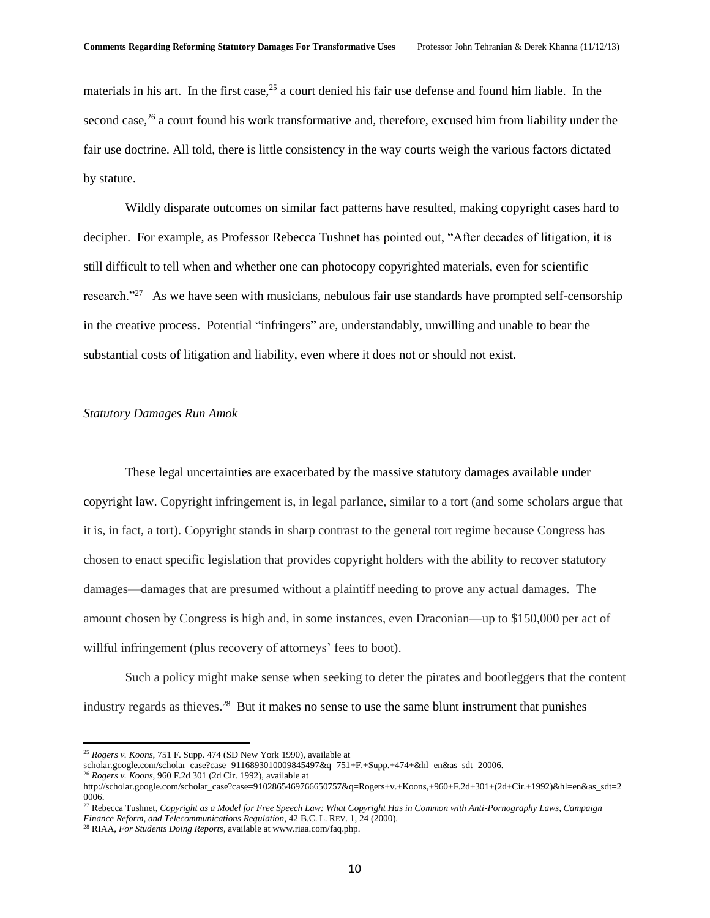materials in his art. In the first case,[25] a court denied his fair use defense and found him liable. In the second case,[26] a court found his work transformative and, therefore, excused him from liability under the fair use doctrine. All told, there is little consistency in the way courts weigh the various factors dictated by statute.

Wildly disparate outcomes on similar fact patterns have resulted, making copyright cases hard to decipher. For example, as Professor Rebecca Tushnet has pointed out, "After decades of litigation, it is still difficult to tell when and whether one can photocopy copyrighted materials, even for scientific research."[27] As we have seen with musicians, nebulous fair use standards have prompted self-censorship in the creative process. Potential "infringers" are, understandably, unwilling and unable to bear the substantial costs of litigation and liability, even where it does not or should not exist.

*Statutory Damages Run Amok*

These legal uncertainties are exacerbated by the massive statutory damages available under copyright law. Copyright infringement is, in legal parlance, similar to a tort (and some scholars argue that it is, in fact, a tort). Copyright stands in sharp contrast to the general tort regime because Congress has chosen to enact specific legislation that provides copyright holders with the ability to recover statutory damages—damages that are presumed without a plaintiff needing to prove any actual damages. The amount chosen by Congress is high and, in some instances, even Draconian—up to $150,000 per act of willful infringement (plus recovery of attorneys' fees to boot).

Such a policy might make sense when seeking to deter the pirates and bootleggers that the content industry regards as thieves.[28] But it makes no sense to use the same blunt instrument that punishes

---

[25] *Rogers v. Koons*, 751 F. Supp. 474 (SD New York 1990), available at scholar.google.com/scholar_case?case=9116893010009845497&q=751+F.+Supp.+474+&hl=en&as_sdt=20006.

[26] *Rogers v. Koons*, 960 F.2d 301 (2d Cir. 1992), available at http://scholar.google.com/scholar_case?case=9102865469766650757&q=Rogers+v.+Koons,+960+F.2d+301+(2d+Cir.+1992)&hl=en&as_sdt=20006.

[27] Rebecca Tushnet, *Copyright as a Model for Free Speech Law: What Copyright Has in Common with Anti-Pornography Laws, Campaign Finance Reform, and Telecommunications Regulation*, 42 B.C. L. REV. 1, 24 (2000).

[28] RIAA, *For Students Doing Reports*, available at www.riaa.com/faq.php.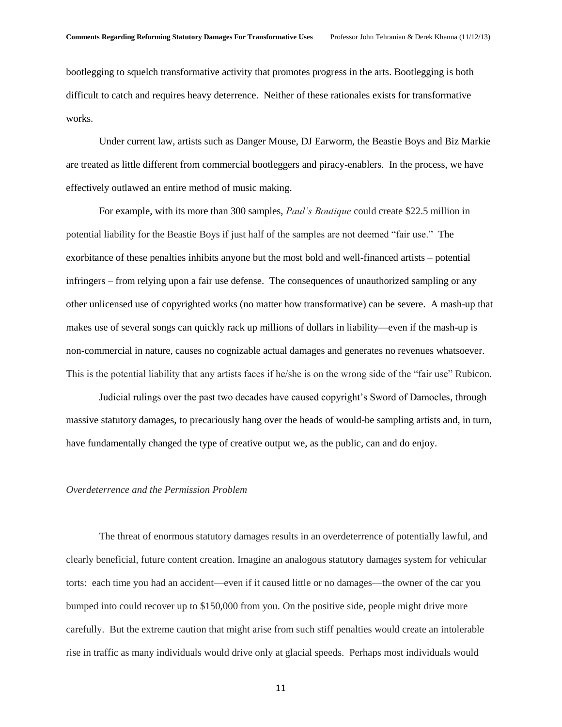bootlegging to squelch transformative activity that promotes progress in the arts. Bootlegging is both difficult to catch and requires heavy deterrence. Neither of these rationales exists for transformative works.

Under current law, artists such as Danger Mouse, DJ Earworm, the Beastie Boys and Biz Markie are treated as little different from commercial bootleggers and piracy-enablers. In the process, we have effectively outlawed an entire method of music making.

For example, with its more than 300 samples, *Paul's Boutique* could create $22.5 million in potential liability for the Beastie Boys if just half of the samples are not deemed "fair use." The exorbitance of these penalties inhibits anyone but the most bold and well-financed artists – potential infringers – from relying upon a fair use defense. The consequences of unauthorized sampling or any other unlicensed use of copyrighted works (no matter how transformative) can be severe. A mash-up that makes use of several songs can quickly rack up millions of dollars in liability—even if the mash-up is non-commercial in nature, causes no cognizable actual damages and generates no revenues whatsoever. This is the potential liability that any artists faces if he/she is on the wrong side of the "fair use" Rubicon.

Judicial rulings over the past two decades have caused copyright's Sword of Damocles, through massive statutory damages, to precariously hang over the heads of would-be sampling artists and, in turn, have fundamentally changed the type of creative output we, as the public, can and do enjoy.

*Overdeterrence and the Permission Problem*

The threat of enormous statutory damages results in an overdeterrence of potentially lawful, and clearly beneficial, future content creation. Imagine an analogous statutory damages system for vehicular torts: each time you had an accident—even if it caused little or no damages—the owner of the car you bumped into could recover up to $150,000 from you. On the positive side, people might drive more carefully. But the extreme caution that might arise from such stiff penalties would create an intolerable rise in traffic as many individuals would drive only at glacial speeds. Perhaps most individuals would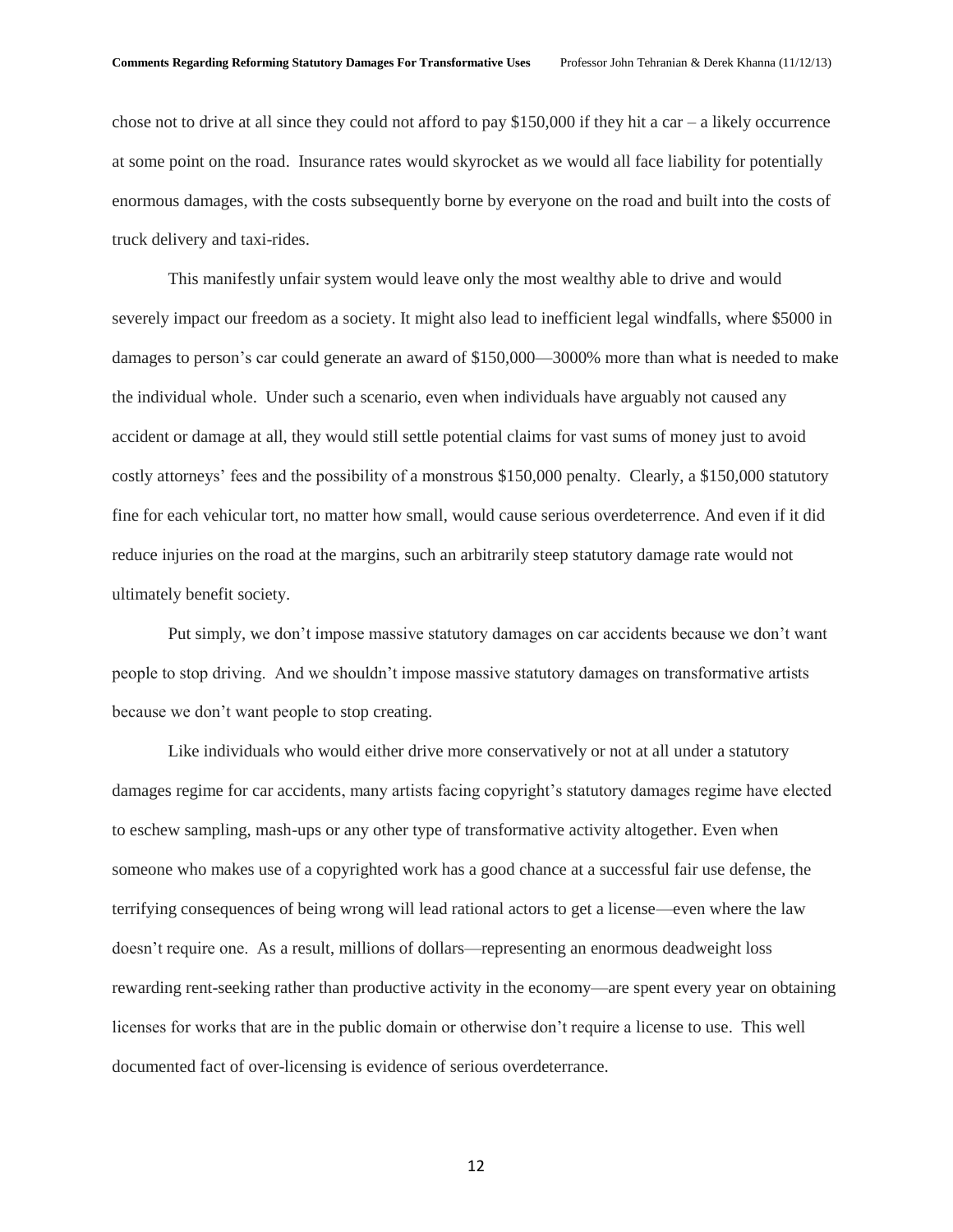chose not to drive at all since they could not afford to pay $150,000 if they hit a car – a likely occurrence at some point on the road. Insurance rates would skyrocket as we would all face liability for potentially enormous damages, with the costs subsequently borne by everyone on the road and built into the costs of truck delivery and taxi-rides.

This manifestly unfair system would leave only the most wealthy able to drive and would severely impact our freedom as a society. It might also lead to inefficient legal windfalls, where $5000 in damages to person's car could generate an award of $150,000—3000% more than what is needed to make the individual whole. Under such a scenario, even when individuals have arguably not caused any accident or damage at all, they would still settle potential claims for vast sums of money just to avoid costly attorneys' fees and the possibility of a monstrous $150,000 penalty. Clearly, a $150,000 statutory fine for each vehicular tort, no matter how small, would cause serious overdeterrence. And even if it did reduce injuries on the road at the margins, such an arbitrarily steep statutory damage rate would not ultimately benefit society.

Put simply, we don't impose massive statutory damages on car accidents because we don't want people to stop driving. And we shouldn't impose massive statutory damages on transformative artists because we don't want people to stop creating.

Like individuals who would either drive more conservatively or not at all under a statutory damages regime for car accidents, many artists facing copyright's statutory damages regime have elected to eschew sampling, mash-ups or any other type of transformative activity altogether. Even when someone who makes use of a copyrighted work has a good chance at a successful fair use defense, the terrifying consequences of being wrong will lead rational actors to get a license—even where the law doesn't require one. As a result, millions of dollars—representing an enormous deadweight loss rewarding rent-seeking rather than productive activity in the economy—are spent every year on obtaining licenses for works that are in the public domain or otherwise don't require a license to use. This well documented fact of over-licensing is evidence of serious overdeterrance.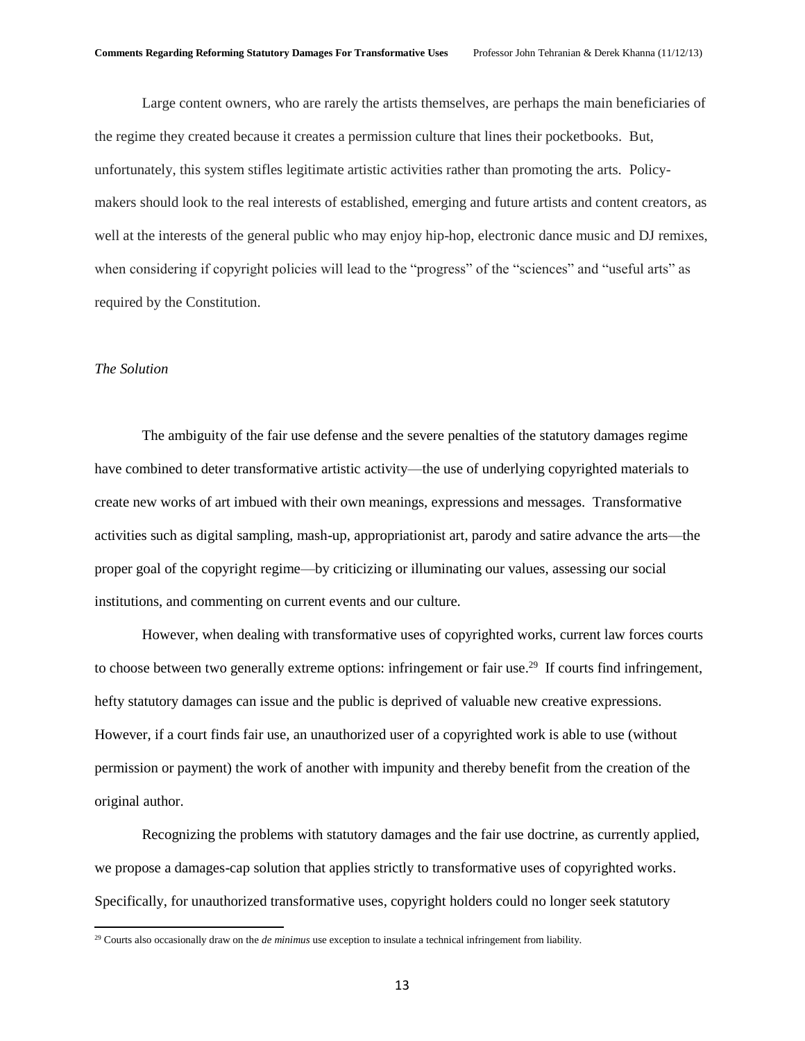Large content owners, who are rarely the artists themselves, are perhaps the main beneficiaries of the regime they created because it creates a permission culture that lines their pocketbooks. But, unfortunately, this system stifles legitimate artistic activities rather than promoting the arts. Policy-makers should look to the real interests of established, emerging and future artists and content creators, as well at the interests of the general public who may enjoy hip-hop, electronic dance music and DJ remixes, when considering if copyright policies will lead to the "progress" of the "sciences" and "useful arts" as required by the Constitution.

*The Solution*

The ambiguity of the fair use defense and the severe penalties of the statutory damages regime have combined to deter transformative artistic activity—the use of underlying copyrighted materials to create new works of art imbued with their own meanings, expressions and messages. Transformative activities such as digital sampling, mash-up, appropriationist art, parody and satire advance the arts—the proper goal of the copyright regime—by criticizing or illuminating our values, assessing our social institutions, and commenting on current events and our culture.

However, when dealing with transformative uses of copyrighted works, current law forces courts to choose between two generally extreme options: infringement or fair use.[29] If courts find infringement, hefty statutory damages can issue and the public is deprived of valuable new creative expressions. However, if a court finds fair use, an unauthorized user of a copyrighted work is able to use (without permission or payment) the work of another with impunity and thereby benefit from the creation of the original author.

Recognizing the problems with statutory damages and the fair use doctrine, as currently applied, we propose a damages-cap solution that applies strictly to transformative uses of copyrighted works. Specifically, for unauthorized transformative uses, copyright holders could no longer seek statutory

[29] Courts also occasionally draw on the *de minimus* use exception to insulate a technical infringement from liability.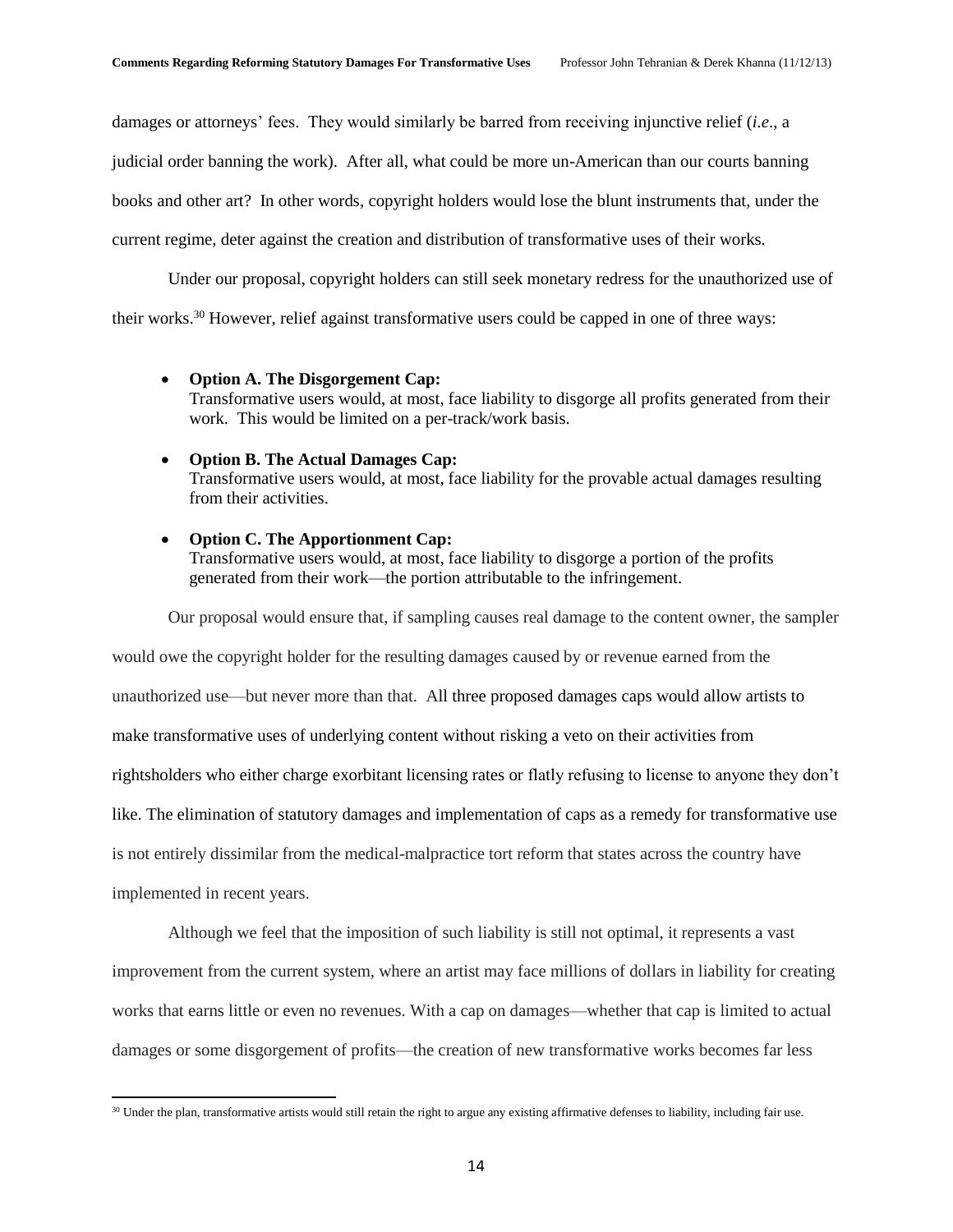damages or attorneys' fees. They would similarly be barred from receiving injunctive relief (*i.e*., a judicial order banning the work). After all, what could be more un-American than our courts banning books and other art? In other words, copyright holders would lose the blunt instruments that, under the current regime, deter against the creation and distribution of transformative uses of their works.

Under our proposal, copyright holders can still seek monetary redress for the unauthorized use of their works.[30] However, relief against transformative users could be capped in one of three ways:

- **Option A. The Disgorgement Cap:**
  Transformative users would, at most, face liability to disgorge all profits generated from their work. This would be limited on a per-track/work basis.
- **Option B. The Actual Damages Cap:**
  Transformative users would, at most, face liability for the provable actual damages resulting from their activities.
- **Option C. The Apportionment Cap:**
  Transformative users would, at most, face liability to disgorge a portion of the profits generated from their work—the portion attributable to the infringement.

Our proposal would ensure that, if sampling causes real damage to the content owner, the sampler would owe the copyright holder for the resulting damages caused by or revenue earned from the unauthorized use—but never more than that. All three proposed damages caps would allow artists to make transformative uses of underlying content without risking a veto on their activities from rightsholders who either charge exorbitant licensing rates or flatly refusing to license to anyone they don't like. The elimination of statutory damages and implementation of caps as a remedy for transformative use is not entirely dissimilar from the medical-malpractice tort reform that states across the country have implemented in recent years.

Although we feel that the imposition of such liability is still not optimal, it represents a vast improvement from the current system, where an artist may face millions of dollars in liability for creating works that earns little or even no revenues. With a cap on damages—whether that cap is limited to actual damages or some disgorgement of profits—the creation of new transformative works becomes far less

[30] Under the plan, transformative artists would still retain the right to argue any existing affirmative defenses to liability, including fair use.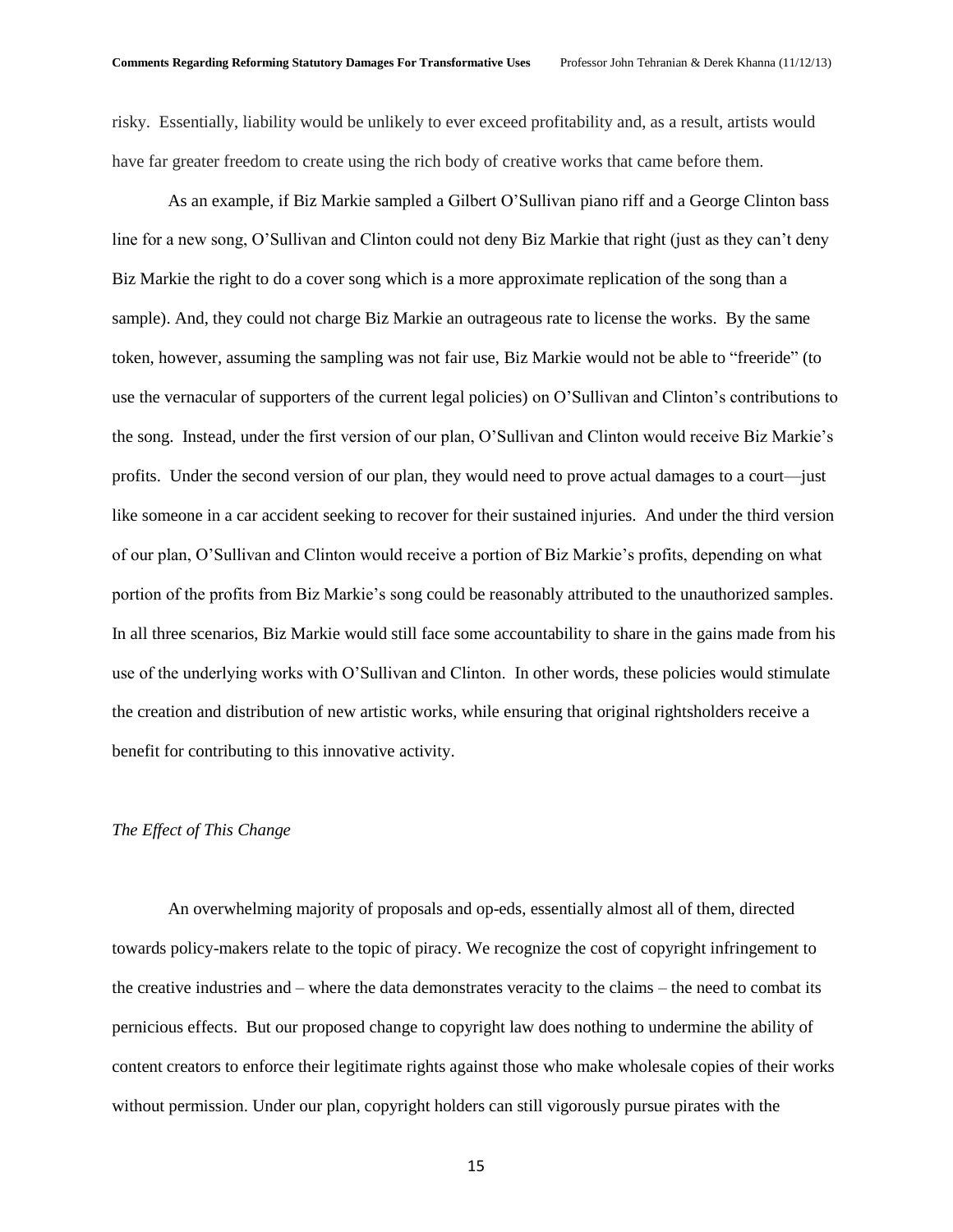risky. Essentially, liability would be unlikely to ever exceed profitability and, as a result, artists would have far greater freedom to create using the rich body of creative works that came before them.

As an example, if Biz Markie sampled a Gilbert O'Sullivan piano riff and a George Clinton bass line for a new song, O'Sullivan and Clinton could not deny Biz Markie that right (just as they can't deny Biz Markie the right to do a cover song which is a more approximate replication of the song than a sample). And, they could not charge Biz Markie an outrageous rate to license the works. By the same token, however, assuming the sampling was not fair use, Biz Markie would not be able to "freeride" (to use the vernacular of supporters of the current legal policies) on O'Sullivan and Clinton's contributions to the song. Instead, under the first version of our plan, O'Sullivan and Clinton would receive Biz Markie's profits. Under the second version of our plan, they would need to prove actual damages to a court—just like someone in a car accident seeking to recover for their sustained injuries. And under the third version of our plan, O'Sullivan and Clinton would receive a portion of Biz Markie's profits, depending on what portion of the profits from Biz Markie's song could be reasonably attributed to the unauthorized samples. In all three scenarios, Biz Markie would still face some accountability to share in the gains made from his use of the underlying works with O'Sullivan and Clinton. In other words, these policies would stimulate the creation and distribution of new artistic works, while ensuring that original rightsholders receive a benefit for contributing to this innovative activity.

*The Effect of This Change*

An overwhelming majority of proposals and op-eds, essentially almost all of them, directed towards policy-makers relate to the topic of piracy. We recognize the cost of copyright infringement to the creative industries and – where the data demonstrates veracity to the claims – the need to combat its pernicious effects. But our proposed change to copyright law does nothing to undermine the ability of content creators to enforce their legitimate rights against those who make wholesale copies of their works without permission. Under our plan, copyright holders can still vigorously pursue pirates with the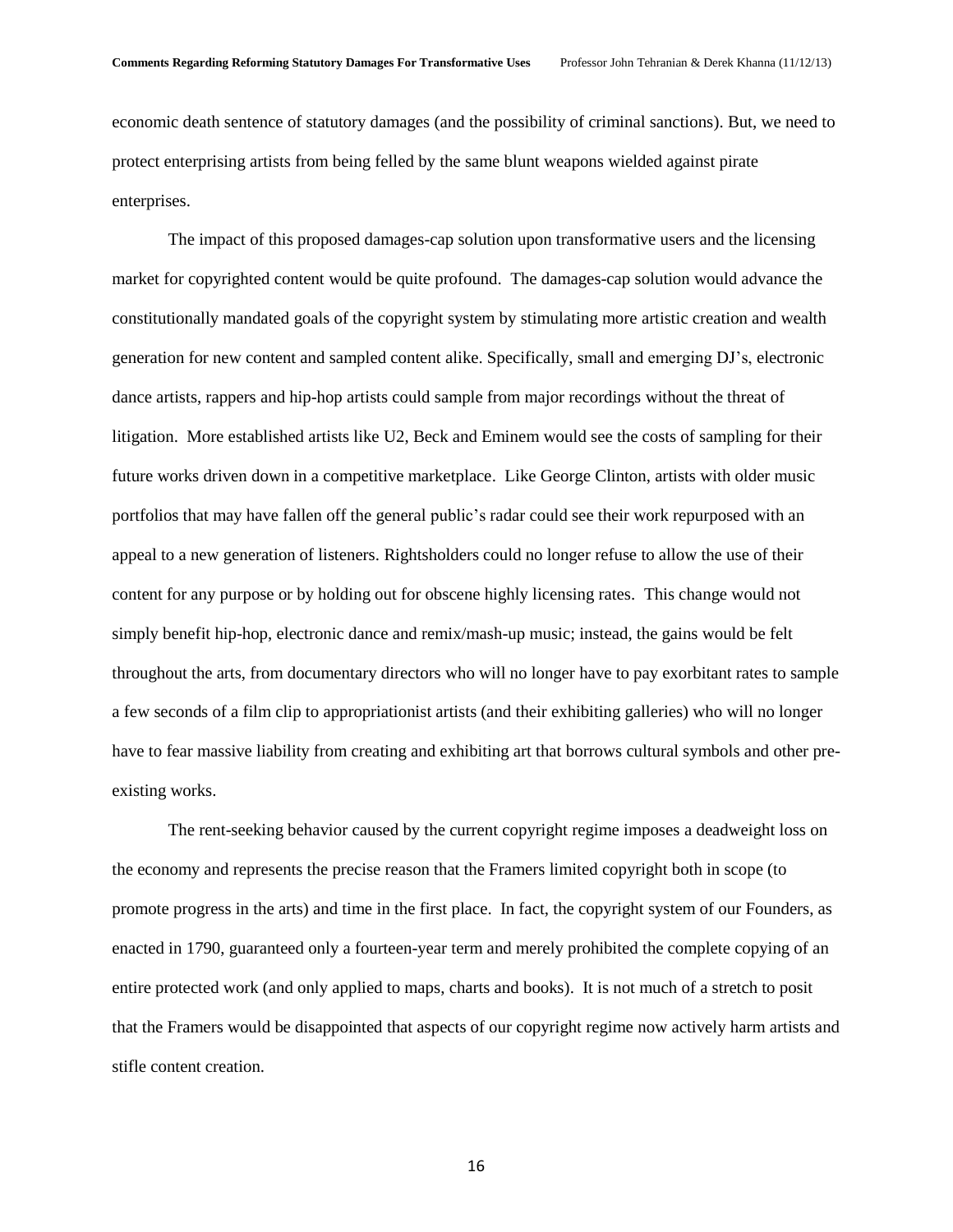economic death sentence of statutory damages (and the possibility of criminal sanctions). But, we need to protect enterprising artists from being felled by the same blunt weapons wielded against pirate enterprises.

The impact of this proposed damages-cap solution upon transformative users and the licensing market for copyrighted content would be quite profound. The damages-cap solution would advance the constitutionally mandated goals of the copyright system by stimulating more artistic creation and wealth generation for new content and sampled content alike. Specifically, small and emerging DJ's, electronic dance artists, rappers and hip-hop artists could sample from major recordings without the threat of litigation. More established artists like U2, Beck and Eminem would see the costs of sampling for their future works driven down in a competitive marketplace. Like George Clinton, artists with older music portfolios that may have fallen off the general public's radar could see their work repurposed with an appeal to a new generation of listeners. Rightsholders could no longer refuse to allow the use of their content for any purpose or by holding out for obscene highly licensing rates. This change would not simply benefit hip-hop, electronic dance and remix/mash-up music; instead, the gains would be felt throughout the arts, from documentary directors who will no longer have to pay exorbitant rates to sample a few seconds of a film clip to appropriationist artists (and their exhibiting galleries) who will no longer have to fear massive liability from creating and exhibiting art that borrows cultural symbols and other pre-existing works.

The rent-seeking behavior caused by the current copyright regime imposes a deadweight loss on the economy and represents the precise reason that the Framers limited copyright both in scope (to promote progress in the arts) and time in the first place. In fact, the copyright system of our Founders, as enacted in 1790, guaranteed only a fourteen-year term and merely prohibited the complete copying of an entire protected work (and only applied to maps, charts and books). It is not much of a stretch to posit that the Framers would be disappointed that aspects of our copyright regime now actively harm artists and stifle content creation.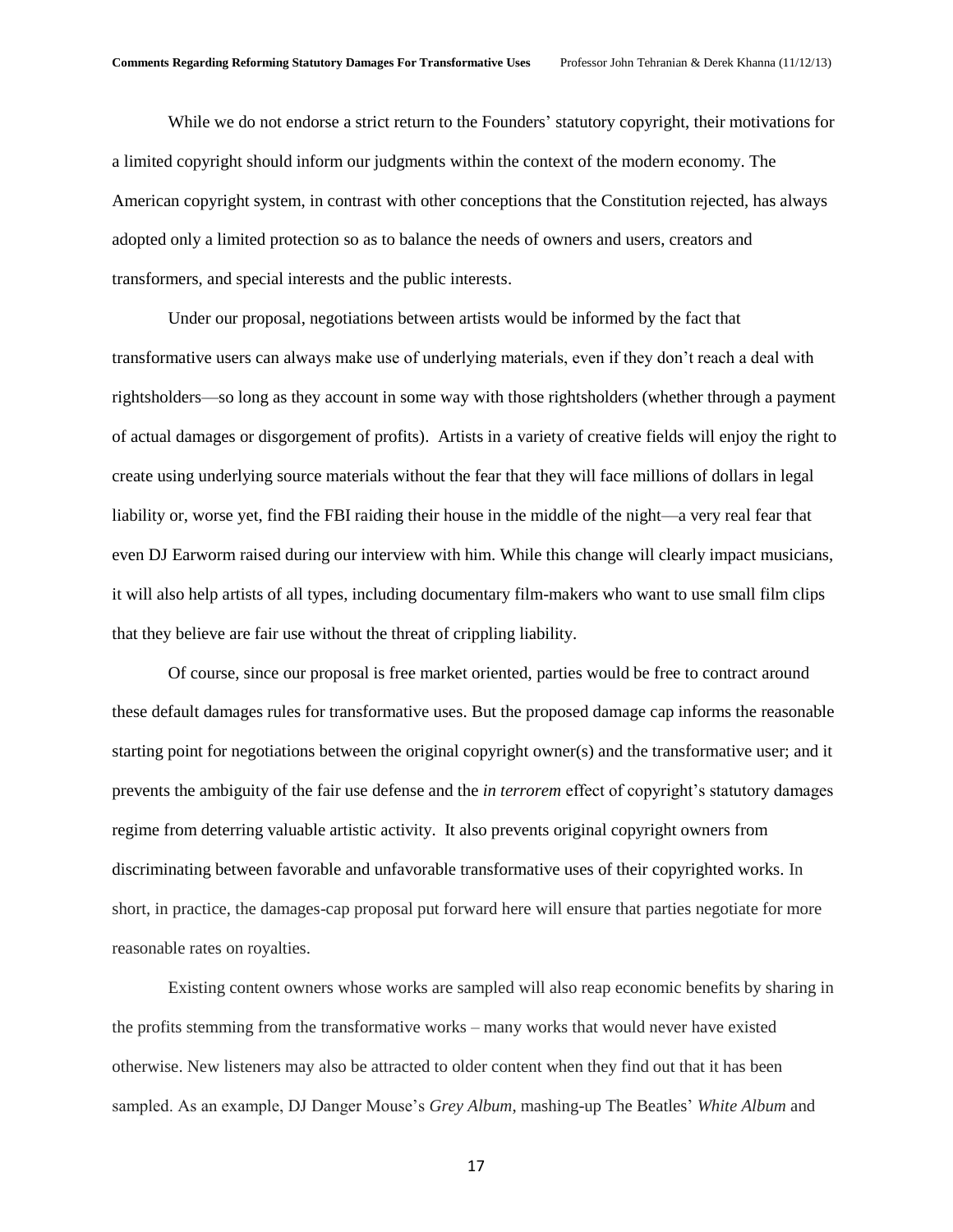While we do not endorse a strict return to the Founders' statutory copyright, their motivations for a limited copyright should inform our judgments within the context of the modern economy. The American copyright system, in contrast with other conceptions that the Constitution rejected, has always adopted only a limited protection so as to balance the needs of owners and users, creators and transformers, and special interests and the public interests.

Under our proposal, negotiations between artists would be informed by the fact that transformative users can always make use of underlying materials, even if they don't reach a deal with rightsholders—so long as they account in some way with those rightsholders (whether through a payment of actual damages or disgorgement of profits). Artists in a variety of creative fields will enjoy the right to create using underlying source materials without the fear that they will face millions of dollars in legal liability or, worse yet, find the FBI raiding their house in the middle of the night—a very real fear that even DJ Earworm raised during our interview with him. While this change will clearly impact musicians, it will also help artists of all types, including documentary film-makers who want to use small film clips that they believe are fair use without the threat of crippling liability.

Of course, since our proposal is free market oriented, parties would be free to contract around these default damages rules for transformative uses. But the proposed damage cap informs the reasonable starting point for negotiations between the original copyright owner(s) and the transformative user; and it prevents the ambiguity of the fair use defense and the *in terrorem* effect of copyright's statutory damages regime from deterring valuable artistic activity. It also prevents original copyright owners from discriminating between favorable and unfavorable transformative uses of their copyrighted works. In short, in practice, the damages-cap proposal put forward here will ensure that parties negotiate for more reasonable rates on royalties.

Existing content owners whose works are sampled will also reap economic benefits by sharing in the profits stemming from the transformative works – many works that would never have existed otherwise. New listeners may also be attracted to older content when they find out that it has been sampled. As an example, DJ Danger Mouse's *Grey Album*, mashing-up The Beatles' *White Album* and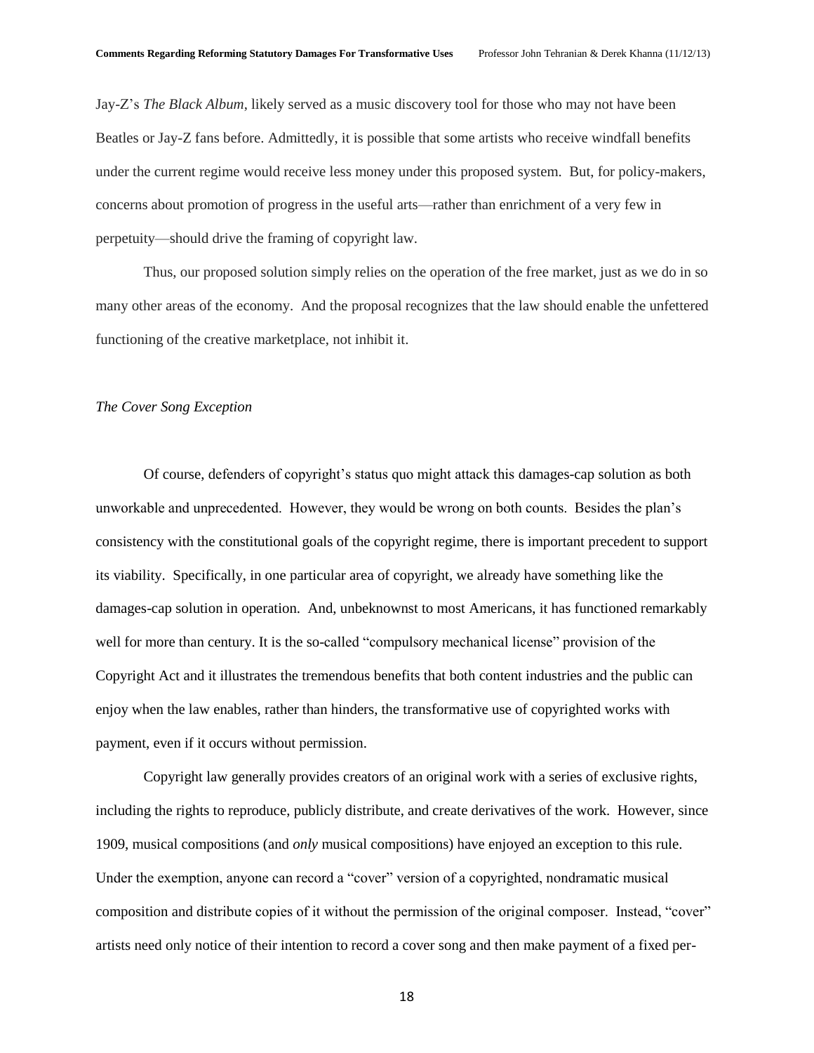Jay-Z's *The Black Album*, likely served as a music discovery tool for those who may not have been Beatles or Jay-Z fans before. Admittedly, it is possible that some artists who receive windfall benefits under the current regime would receive less money under this proposed system. But, for policy-makers, concerns about promotion of progress in the useful arts—rather than enrichment of a very few in perpetuity—should drive the framing of copyright law.

Thus, our proposed solution simply relies on the operation of the free market, just as we do in so many other areas of the economy. And the proposal recognizes that the law should enable the unfettered functioning of the creative marketplace, not inhibit it.

### *The Cover Song Exception*

Of course, defenders of copyright's status quo might attack this damages-cap solution as both unworkable and unprecedented. However, they would be wrong on both counts. Besides the plan's consistency with the constitutional goals of the copyright regime, there is important precedent to support its viability. Specifically, in one particular area of copyright, we already have something like the damages-cap solution in operation. And, unbeknownst to most Americans, it has functioned remarkably well for more than century. It is the so-called "compulsory mechanical license" provision of the Copyright Act and it illustrates the tremendous benefits that both content industries and the public can enjoy when the law enables, rather than hinders, the transformative use of copyrighted works with payment, even if it occurs without permission.

Copyright law generally provides creators of an original work with a series of exclusive rights, including the rights to reproduce, publicly distribute, and create derivatives of the work. However, since 1909, musical compositions (and *only* musical compositions) have enjoyed an exception to this rule. Under the exemption, anyone can record a "cover" version of a copyrighted, nondramatic musical composition and distribute copies of it without the permission of the original composer. Instead, "cover" artists need only notice of their intention to record a cover song and then make payment of a fixed per-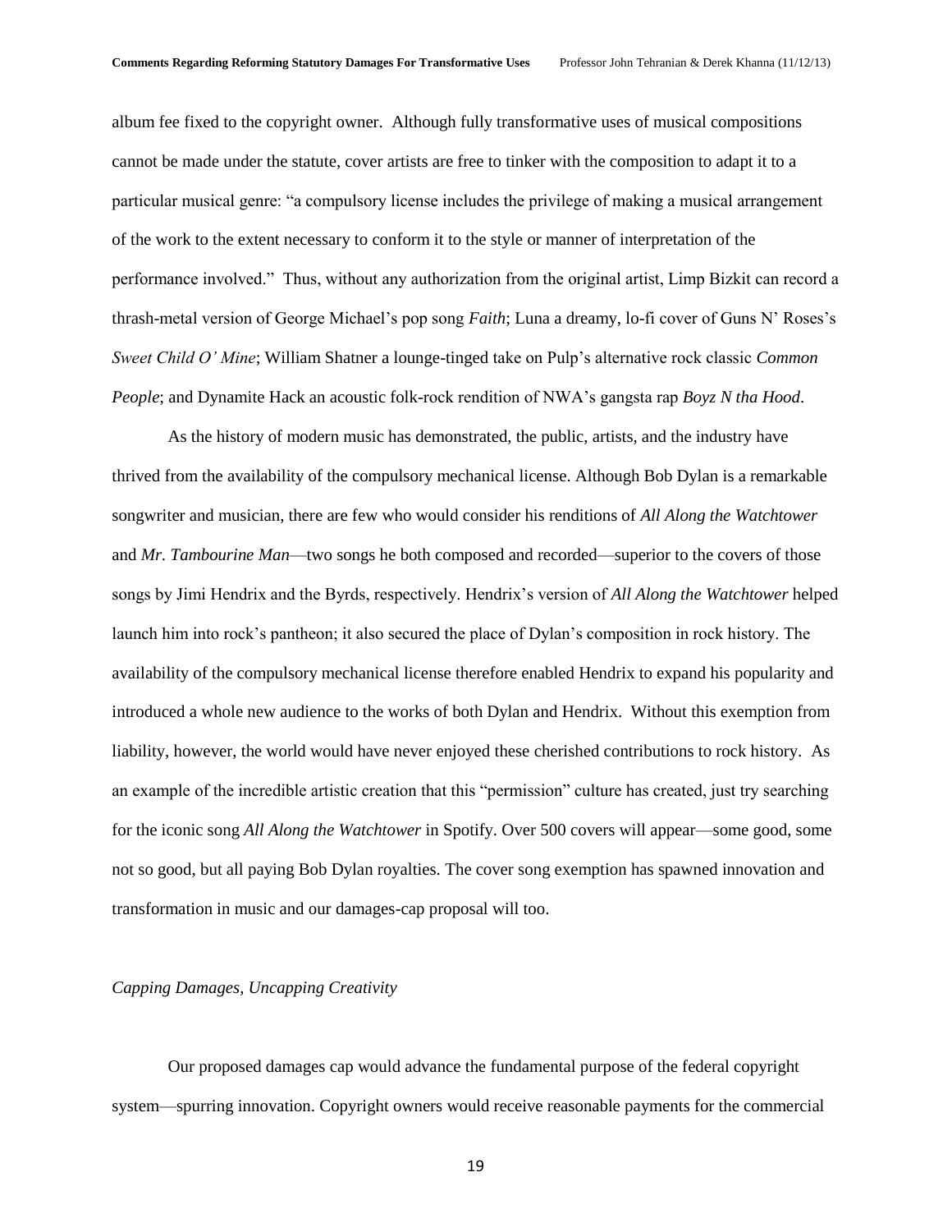album fee fixed to the copyright owner. Although fully transformative uses of musical compositions cannot be made under the statute, cover artists are free to tinker with the composition to adapt it to a particular musical genre: "a compulsory license includes the privilege of making a musical arrangement of the work to the extent necessary to conform it to the style or manner of interpretation of the performance involved." Thus, without any authorization from the original artist, Limp Bizkit can record a thrash-metal version of George Michael's pop song *Faith*; Luna a dreamy, lo-fi cover of Guns N' Roses's *Sweet Child O' Mine*; William Shatner a lounge-tinged take on Pulp's alternative rock classic *Common People*; and Dynamite Hack an acoustic folk-rock rendition of NWA's gangsta rap *Boyz N tha Hood*.

As the history of modern music has demonstrated, the public, artists, and the industry have thrived from the availability of the compulsory mechanical license. Although Bob Dylan is a remarkable songwriter and musician, there are few who would consider his renditions of *All Along the Watchtower* and *Mr. Tambourine Man*—two songs he both composed and recorded—superior to the covers of those songs by Jimi Hendrix and the Byrds, respectively. Hendrix's version of *All Along the Watchtower* helped launch him into rock's pantheon; it also secured the place of Dylan's composition in rock history. The availability of the compulsory mechanical license therefore enabled Hendrix to expand his popularity and introduced a whole new audience to the works of both Dylan and Hendrix. Without this exemption from liability, however, the world would have never enjoyed these cherished contributions to rock history. As an example of the incredible artistic creation that this "permission" culture has created, just try searching for the iconic song *All Along the Watchtower* in Spotify. Over 500 covers will appear—some good, some not so good, but all paying Bob Dylan royalties. The cover song exemption has spawned innovation and transformation in music and our damages-cap proposal will too.

*Capping Damages, Uncapping Creativity*

Our proposed damages cap would advance the fundamental purpose of the federal copyright system—spurring innovation. Copyright owners would receive reasonable payments for the commercial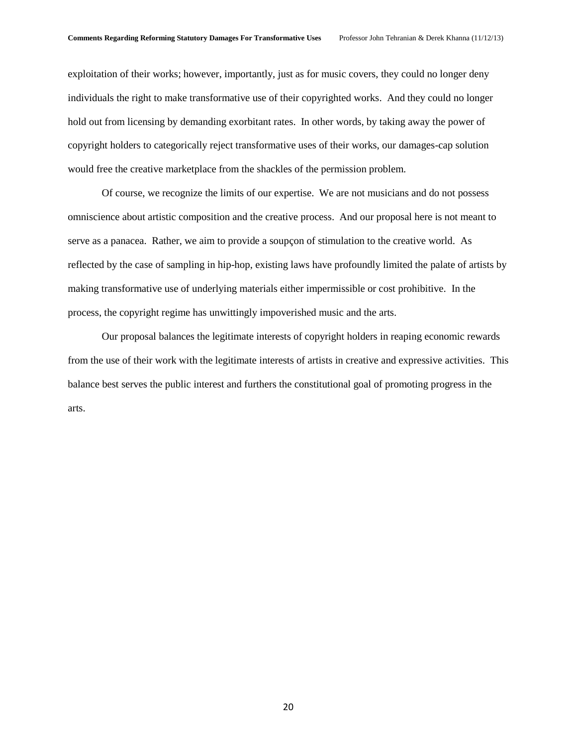exploitation of their works; however, importantly, just as for music covers, they could no longer deny individuals the right to make transformative use of their copyrighted works. And they could no longer hold out from licensing by demanding exorbitant rates. In other words, by taking away the power of copyright holders to categorically reject transformative uses of their works, our damages-cap solution would free the creative marketplace from the shackles of the permission problem.

Of course, we recognize the limits of our expertise. We are not musicians and do not possess omniscience about artistic composition and the creative process. And our proposal here is not meant to serve as a panacea. Rather, we aim to provide a soupçon of stimulation to the creative world. As reflected by the case of sampling in hip-hop, existing laws have profoundly limited the palate of artists by making transformative use of underlying materials either impermissible or cost prohibitive. In the process, the copyright regime has unwittingly impoverished music and the arts.

Our proposal balances the legitimate interests of copyright holders in reaping economic rewards from the use of their work with the legitimate interests of artists in creative and expressive activities. This balance best serves the public interest and furthers the constitutional goal of promoting progress in the arts.